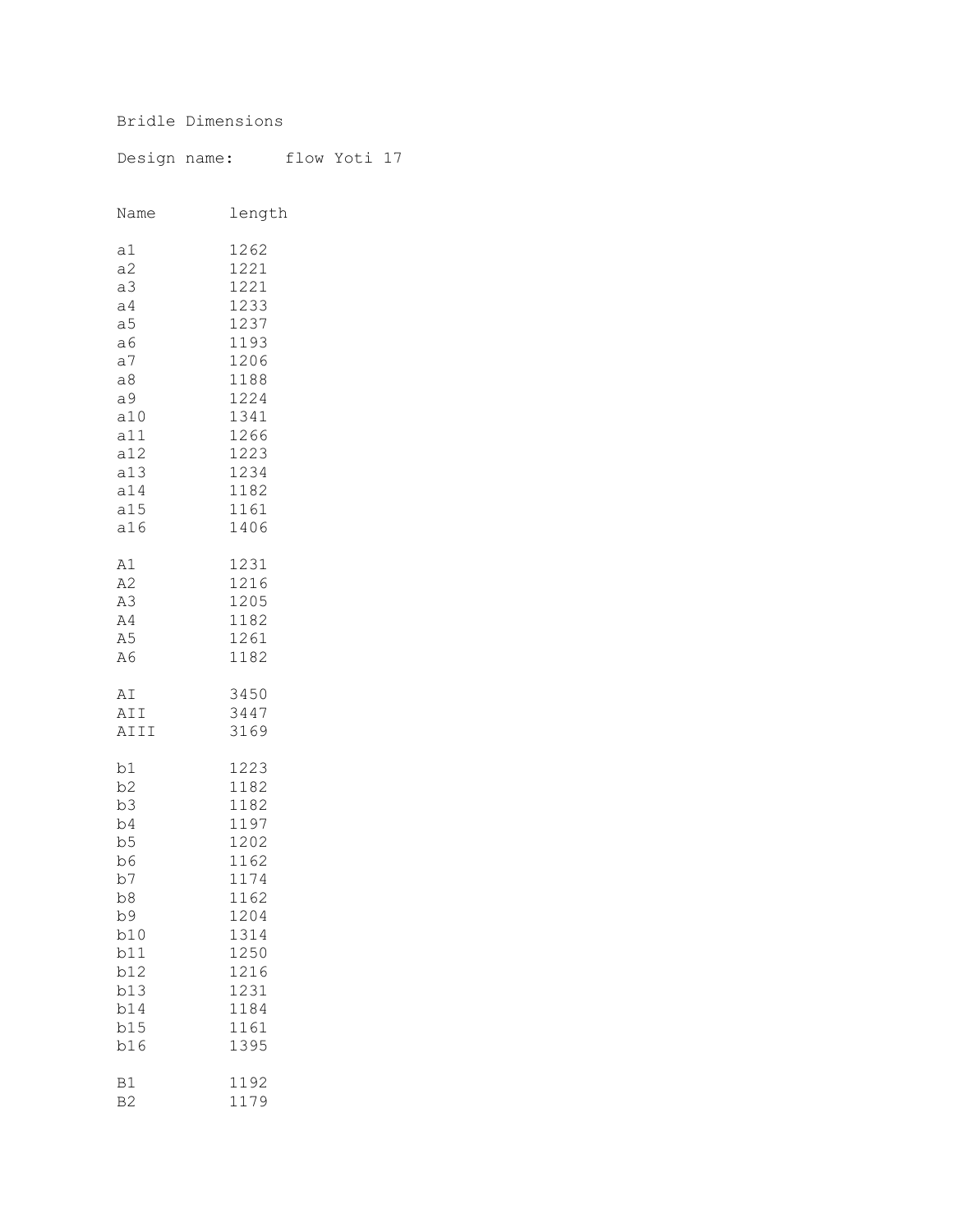Bridle Dimensions

Design name: flow Yoti 17

| Name | length |
| --- | --- |
| a1 | 1262 |
| a2 | 1221 |
| a3 | 1221 |
| a4 | 1233 |
| a5 | 1237 |
| a6 | 1193 |
| a7 | 1206 |
| a8 | 1188 |
| a9 | 1224 |
| a10 | 1341 |
| a11 | 1266 |
| a12 | 1223 |
| a13 | 1234 |
| a14 | 1182 |
| a15 | 1161 |
| a16 | 1406 |
| | |
| A1 | 1231 |
| A2 | 1216 |
| A3 | 1205 |
| A4 | 1182 |
| A5 | 1261 |
| A6 | 1182 |
| | |
| AI | 3450 |
| AII | 3447 |
| AIII | 3169 |
| | |
| b1 | 1223 |
| b2 | 1182 |
| b3 | 1182 |
| b4 | 1197 |
| b5 | 1202 |
| b6 | 1162 |
| b7 | 1174 |
| b8 | 1162 |
| b9 | 1204 |
| b10 | 1314 |
| b11 | 1250 |
| b12 | 1216 |
| b13 | 1231 |
| b14 | 1184 |
| b15 | 1161 |
| b16 | 1395 |
| | |
| B1 | 1192 |
| B2 | 1179 |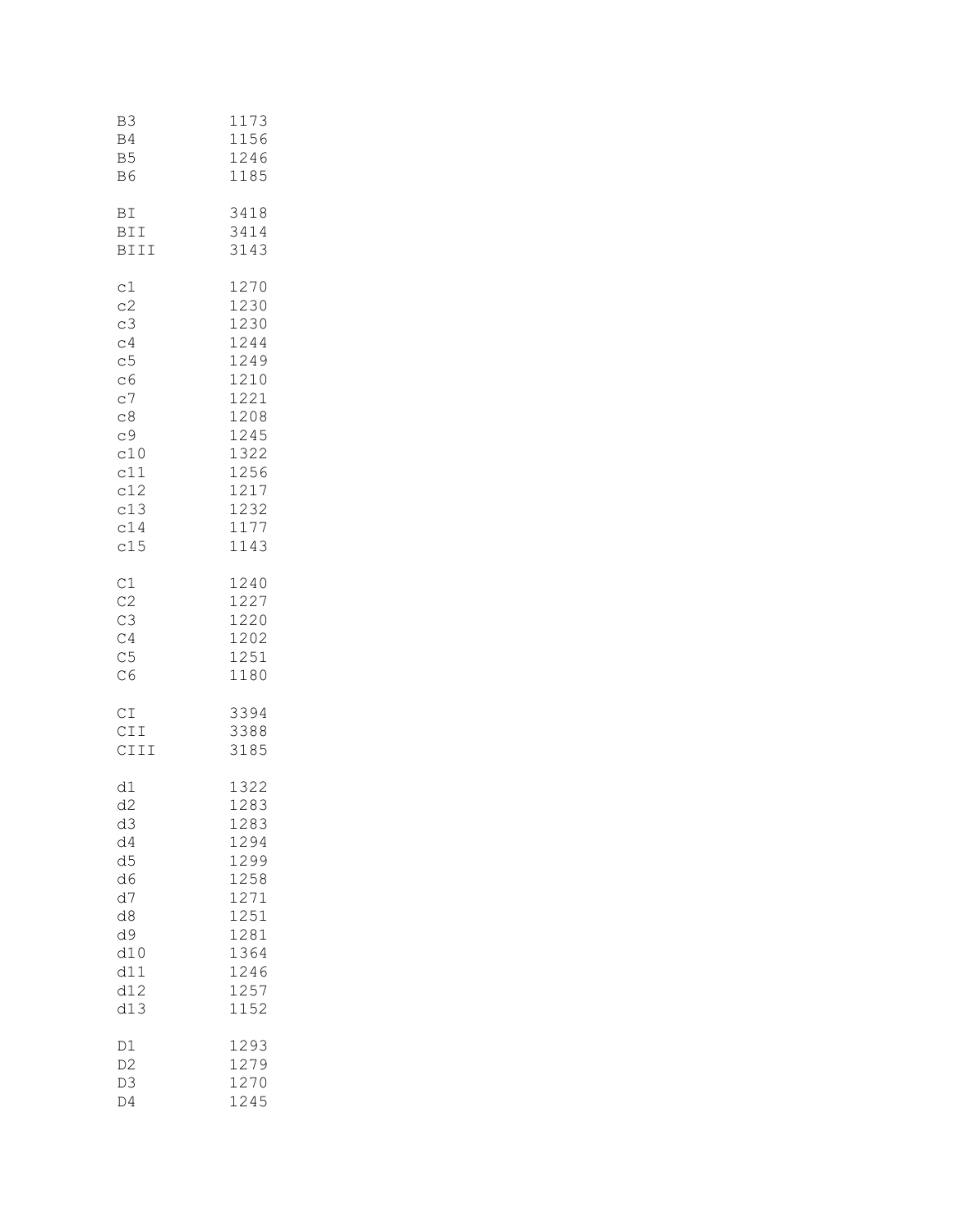```
B3          1173
B4          1156
B5          1246
B6          1185

BI          3418
BII         3414
BIII        3143

c1          1270
c2          1230
c3          1230
c4          1244
c5          1249
c6          1210
c7          1221
c8          1208
c9          1245
c10         1322
c11         1256
c12         1217
c13         1232
c14         1177
c15         1143

C1          1240
C2          1227
C3          1220
C4          1202
C5          1251
C6          1180

CI          3394
CII         3388
CIII        3185

d1          1322
d2          1283
d3          1283
d4          1294
d5          1299
d6          1258
d7          1271
d8          1251
d9          1281
d10         1364
d11         1246
d12         1257
d13         1152

D1          1293
D2          1279
D3          1270
D4          1245
```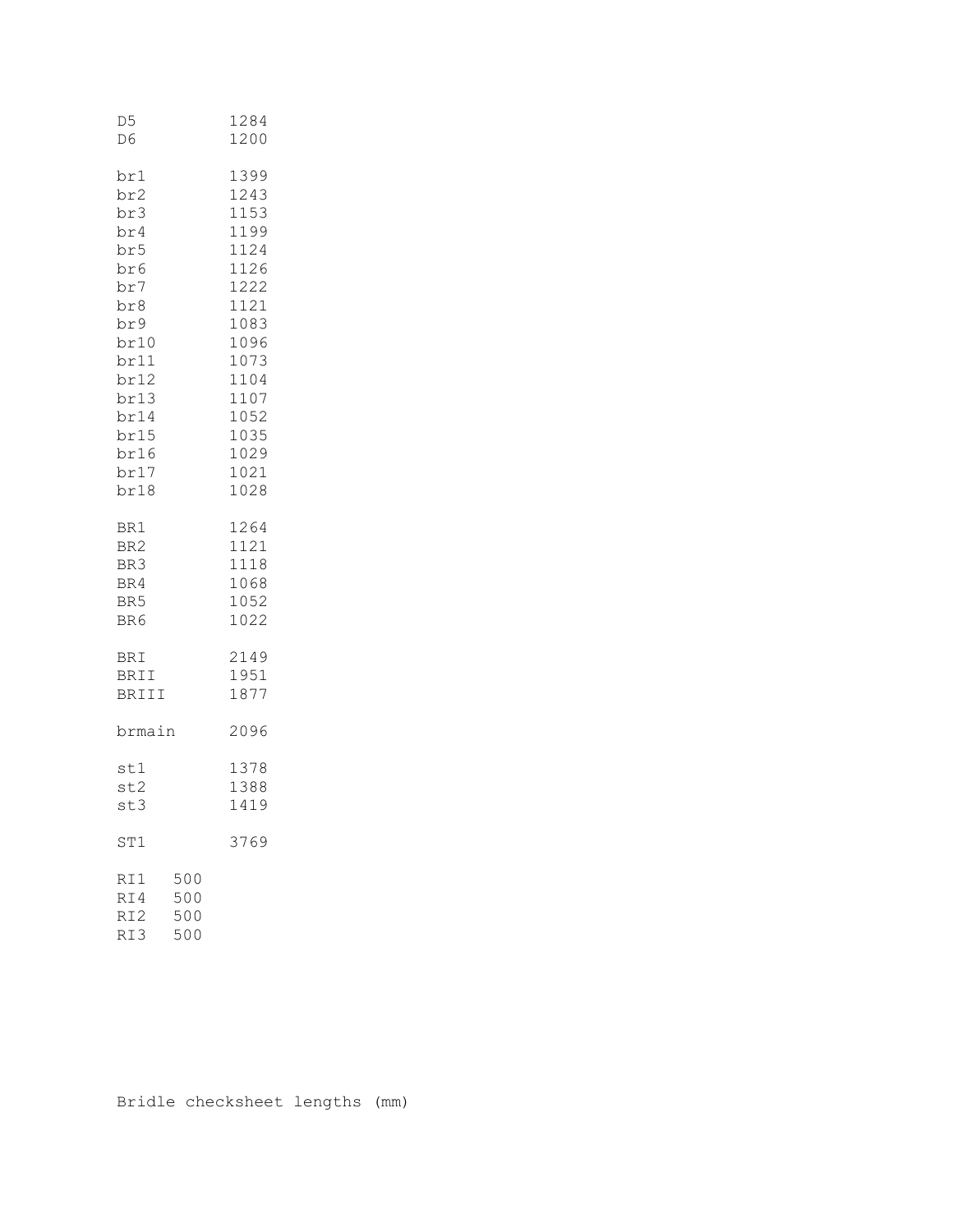```
D5          1284
D6          1200

br1         1399
br2         1243
br3         1153
br4         1199
br5         1124
br6         1126
br7         1222
br8         1121
br9         1083
br10        1096
br11        1073
br12        1104
br13        1107
br14        1052
br15        1035
br16        1029
br17        1021
br18        1028

BR1         1264
BR2         1121
BR3         1118
BR4         1068
BR5         1052
BR6         1022

BRI         2149
BRII        1951
BRIII       1877

brmain      2096

st1         1378
st2         1388
st3         1419

ST1         3769

RI1   500
RI4   500
RI2   500
RI3   500
```

Bridle checksheet lengths (mm)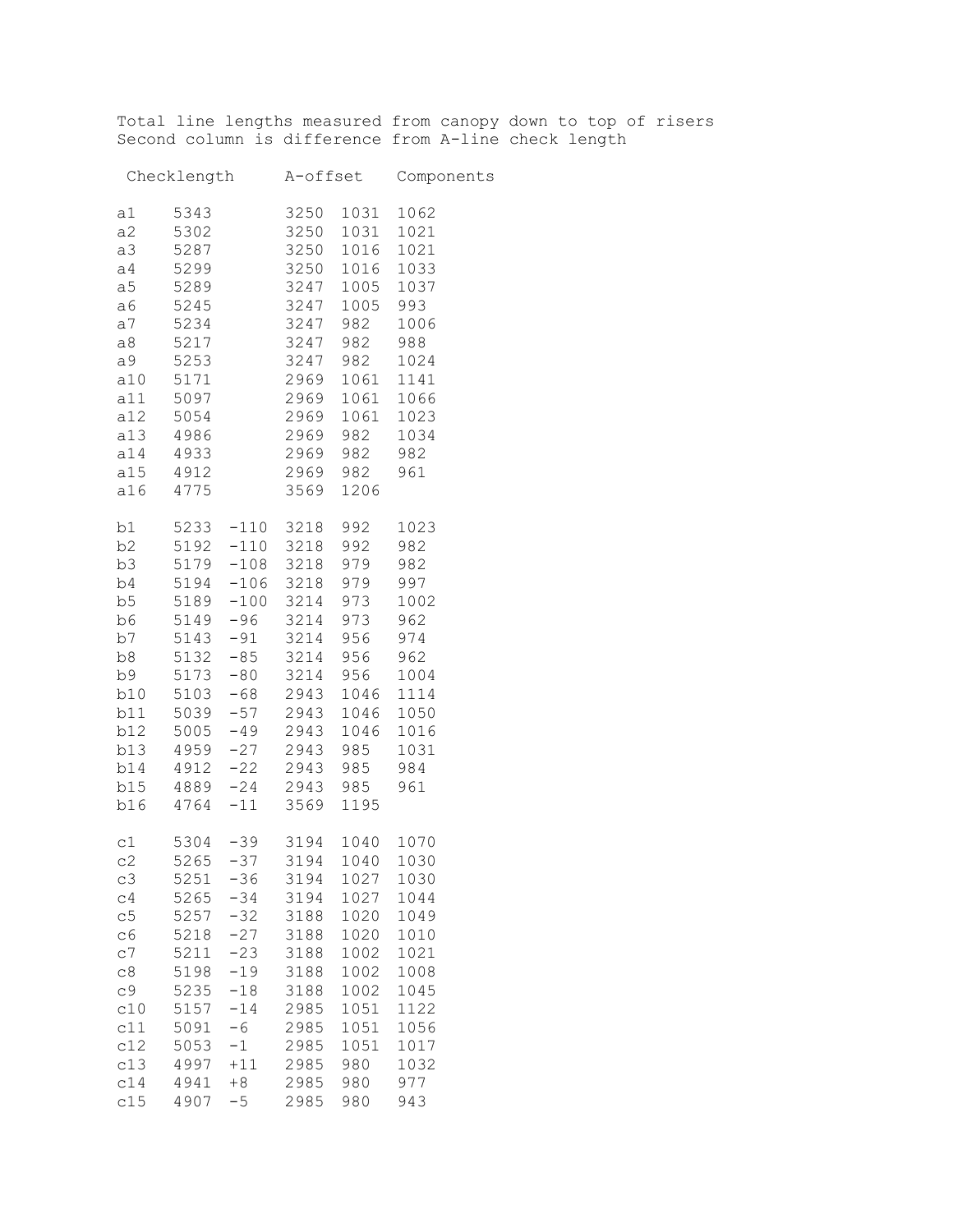Total line lengths measured from canopy down to top of risers
Second column is difference from A-line check length

| | Checklength | A-offset | Components | | |
|---|---|---|---|---|---|
| a1 | 5343 | | 3250 | 1031 | 1062 |
| a2 | 5302 | | 3250 | 1031 | 1021 |
| a3 | 5287 | | 3250 | 1016 | 1021 |
| a4 | 5299 | | 3250 | 1016 | 1033 |
| a5 | 5289 | | 3247 | 1005 | 1037 |
| a6 | 5245 | | 3247 | 1005 | 993 |
| a7 | 5234 | | 3247 | 982 | 1006 |
| a8 | 5217 | | 3247 | 982 | 988 |
| a9 | 5253 | | 3247 | 982 | 1024 |
| a10 | 5171 | | 2969 | 1061 | 1141 |
| a11 | 5097 | | 2969 | 1061 | 1066 |
| a12 | 5054 | | 2969 | 1061 | 1023 |
| a13 | 4986 | | 2969 | 982 | 1034 |
| a14 | 4933 | | 2969 | 982 | 982 |
| a15 | 4912 | | 2969 | 982 | 961 |
| a16 | 4775 | | 3569 | 1206 | |
| | | | | | |
| b1 | 5233 | -110 | 3218 | 992 | 1023 |
| b2 | 5192 | -110 | 3218 | 992 | 982 |
| b3 | 5179 | -108 | 3218 | 979 | 982 |
| b4 | 5194 | -106 | 3218 | 979 | 997 |
| b5 | 5189 | -100 | 3214 | 973 | 1002 |
| b6 | 5149 | -96 | 3214 | 973 | 962 |
| b7 | 5143 | -91 | 3214 | 956 | 974 |
| b8 | 5132 | -85 | 3214 | 956 | 962 |
| b9 | 5173 | -80 | 3214 | 956 | 1004 |
| b10 | 5103 | -68 | 2943 | 1046 | 1114 |
| b11 | 5039 | -57 | 2943 | 1046 | 1050 |
| b12 | 5005 | -49 | 2943 | 1046 | 1016 |
| b13 | 4959 | -27 | 2943 | 985 | 1031 |
| b14 | 4912 | -22 | 2943 | 985 | 984 |
| b15 | 4889 | -24 | 2943 | 985 | 961 |
| b16 | 4764 | -11 | 3569 | 1195 | |
| | | | | | |
| c1 | 5304 | -39 | 3194 | 1040 | 1070 |
| c2 | 5265 | -37 | 3194 | 1040 | 1030 |
| c3 | 5251 | -36 | 3194 | 1027 | 1030 |
| c4 | 5265 | -34 | 3194 | 1027 | 1044 |
| c5 | 5257 | -32 | 3188 | 1020 | 1049 |
| c6 | 5218 | -27 | 3188 | 1020 | 1010 |
| c7 | 5211 | -23 | 3188 | 1002 | 1021 |
| c8 | 5198 | -19 | 3188 | 1002 | 1008 |
| c9 | 5235 | -18 | 3188 | 1002 | 1045 |
| c10 | 5157 | -14 | 2985 | 1051 | 1122 |
| c11 | 5091 | -6 | 2985 | 1051 | 1056 |
| c12 | 5053 | -1 | 2985 | 1051 | 1017 |
| c13 | 4997 | +11 | 2985 | 980 | 1032 |
| c14 | 4941 | +8 | 2985 | 980 | 977 |
| c15 | 4907 | -5 | 2985 | 980 | 943 |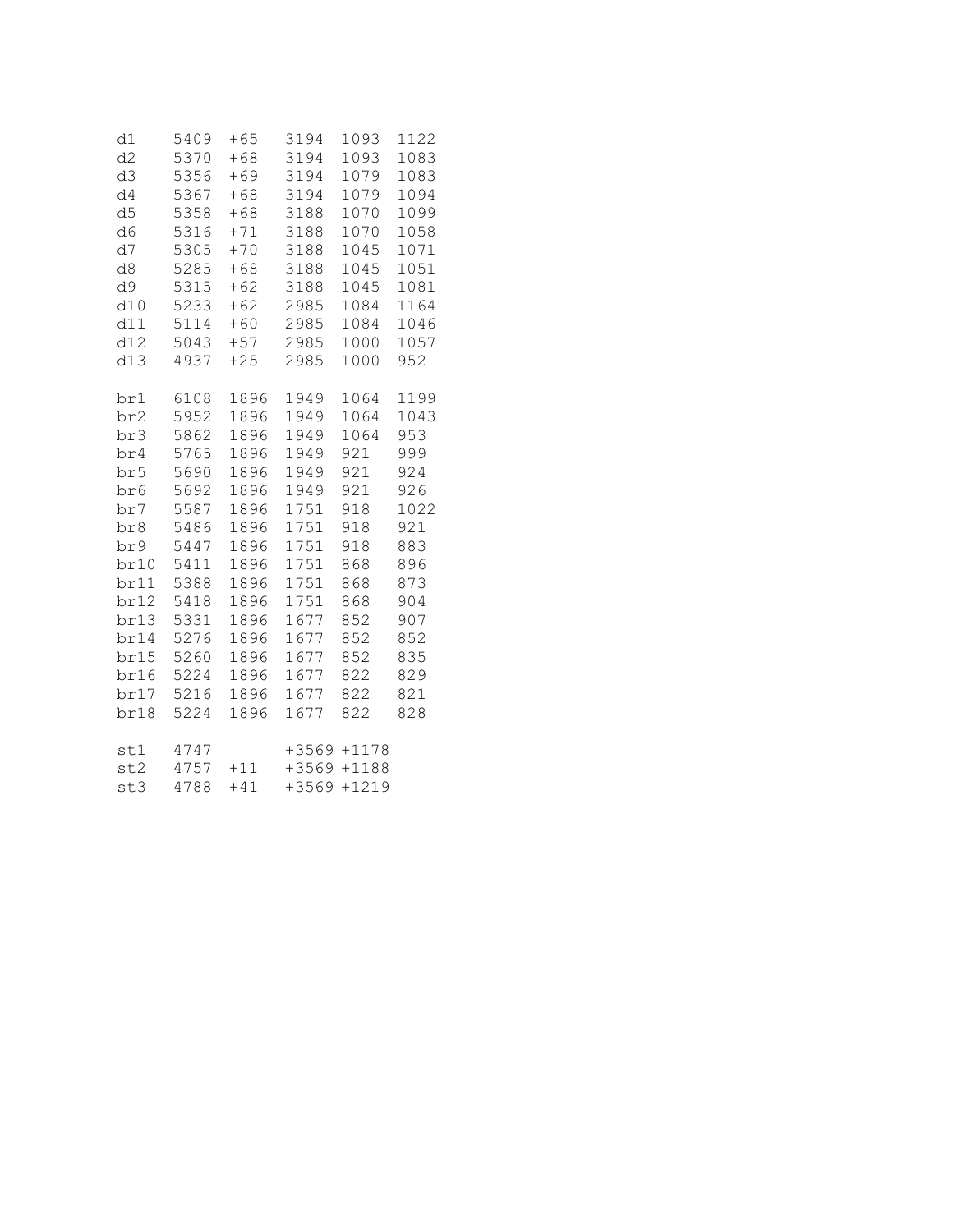| | | | | | |
|---|---|---|---|---|---|
| d1 | 5409 | +65 | 3194 | 1093 | 1122 |
| d2 | 5370 | +68 | 3194 | 1093 | 1083 |
| d3 | 5356 | +69 | 3194 | 1079 | 1083 |
| d4 | 5367 | +68 | 3194 | 1079 | 1094 |
| d5 | 5358 | +68 | 3188 | 1070 | 1099 |
| d6 | 5316 | +71 | 3188 | 1070 | 1058 |
| d7 | 5305 | +70 | 3188 | 1045 | 1071 |
| d8 | 5285 | +68 | 3188 | 1045 | 1051 |
| d9 | 5315 | +62 | 3188 | 1045 | 1081 |
| d10 | 5233 | +62 | 2985 | 1084 | 1164 |
| d11 | 5114 | +60 | 2985 | 1084 | 1046 |
| d12 | 5043 | +57 | 2985 | 1000 | 1057 |
| d13 | 4937 | +25 | 2985 | 1000 | 952 |
| | | | | | |
| br1 | 6108 | 1896 | 1949 | 1064 | 1199 |
| br2 | 5952 | 1896 | 1949 | 1064 | 1043 |
| br3 | 5862 | 1896 | 1949 | 1064 | 953 |
| br4 | 5765 | 1896 | 1949 | 921 | 999 |
| br5 | 5690 | 1896 | 1949 | 921 | 924 |
| br6 | 5692 | 1896 | 1949 | 921 | 926 |
| br7 | 5587 | 1896 | 1751 | 918 | 1022 |
| br8 | 5486 | 1896 | 1751 | 918 | 921 |
| br9 | 5447 | 1896 | 1751 | 918 | 883 |
| br10 | 5411 | 1896 | 1751 | 868 | 896 |
| br11 | 5388 | 1896 | 1751 | 868 | 873 |
| br12 | 5418 | 1896 | 1751 | 868 | 904 |
| br13 | 5331 | 1896 | 1677 | 852 | 907 |
| br14 | 5276 | 1896 | 1677 | 852 | 852 |
| br15 | 5260 | 1896 | 1677 | 852 | 835 |
| br16 | 5224 | 1896 | 1677 | 822 | 829 |
| br17 | 5216 | 1896 | 1677 | 822 | 821 |
| br18 | 5224 | 1896 | 1677 | 822 | 828 |
| | | | | | |
| st1 | 4747 | | +3569 | +1178 | |
| st2 | 4757 | +11 | +3569 | +1188 | |
| st3 | 4788 | +41 | +3569 | +1219 | |